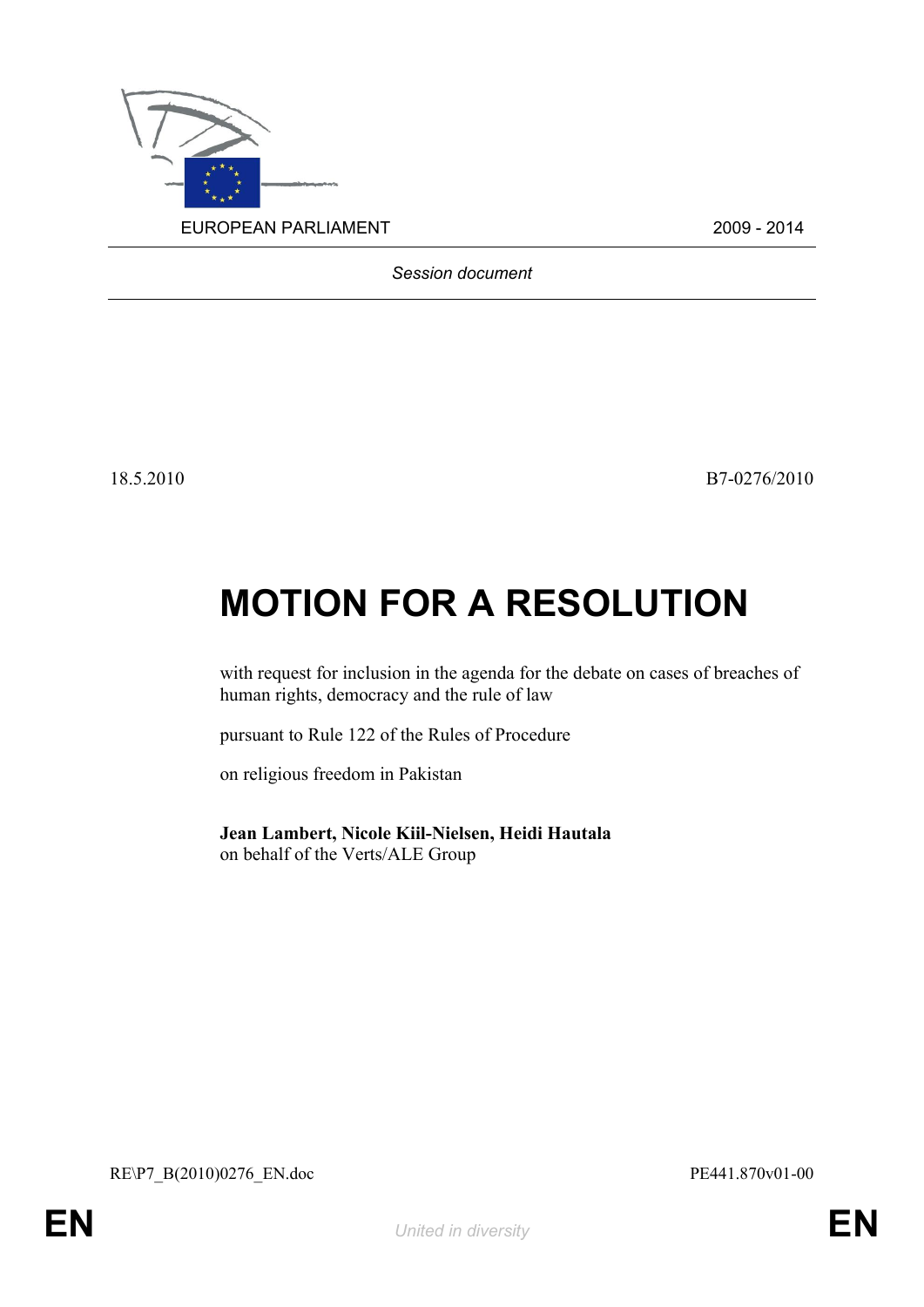EUROPEAN PARLIAMENT 2009 - 2014

*Session document*

18.5.2010 B7-0276/2010

# MOTION FOR A RESOLUTION

with request for inclusion in the agenda for the debate on cases of breaches of human rights, democracy and the rule of law

pursuant to Rule 122 of the Rules of Procedure

on religious freedom in Pakistan

**Jean Lambert, Nicole Kiil-Nielsen, Heidi Hautala**
on behalf of the Verts/ALE Group

RE\P7_B(2010)0276_EN.doc PE441.870v01-00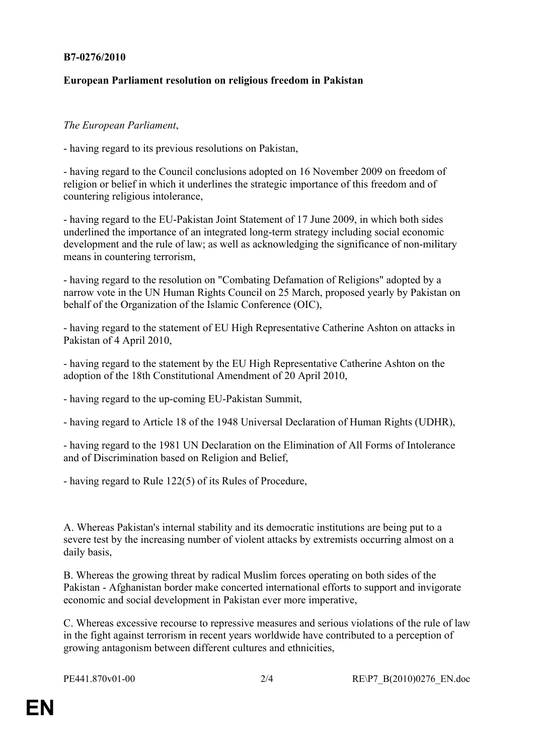**B7-0276/2010**

**European Parliament resolution on religious freedom in Pakistan**

*The European Parliament*,

- having regard to its previous resolutions on Pakistan,

- having regard to the Council conclusions adopted on 16 November 2009 on freedom of religion or belief in which it underlines the strategic importance of this freedom and of countering religious intolerance,

- having regard to the EU-Pakistan Joint Statement of 17 June 2009, in which both sides underlined the importance of an integrated long-term strategy including social economic development and the rule of law; as well as acknowledging the significance of non-military means in countering terrorism,

- having regard to the resolution on "Combating Defamation of Religions" adopted by a narrow vote in the UN Human Rights Council on 25 March, proposed yearly by Pakistan on behalf of the Organization of the Islamic Conference (OIC),

- having regard to the statement of EU High Representative Catherine Ashton on attacks in Pakistan of 4 April 2010,

- having regard to the statement by the EU High Representative Catherine Ashton on the adoption of the 18th Constitutional Amendment of 20 April 2010,

- having regard to the up-coming EU-Pakistan Summit,

- having regard to Article 18 of the 1948 Universal Declaration of Human Rights (UDHR),

- having regard to the 1981 UN Declaration on the Elimination of All Forms of Intolerance and of Discrimination based on Religion and Belief,

- having regard to Rule 122(5) of its Rules of Procedure,

A. Whereas Pakistan's internal stability and its democratic institutions are being put to a severe test by the increasing number of violent attacks by extremists occurring almost on a daily basis,

B. Whereas the growing threat by radical Muslim forces operating on both sides of the Pakistan - Afghanistan border make concerted international efforts to support and invigorate economic and social development in Pakistan ever more imperative,

C. Whereas excessive recourse to repressive measures and serious violations of the rule of law in the fight against terrorism in recent years worldwide have contributed to a perception of growing antagonism between different cultures and ethnicities,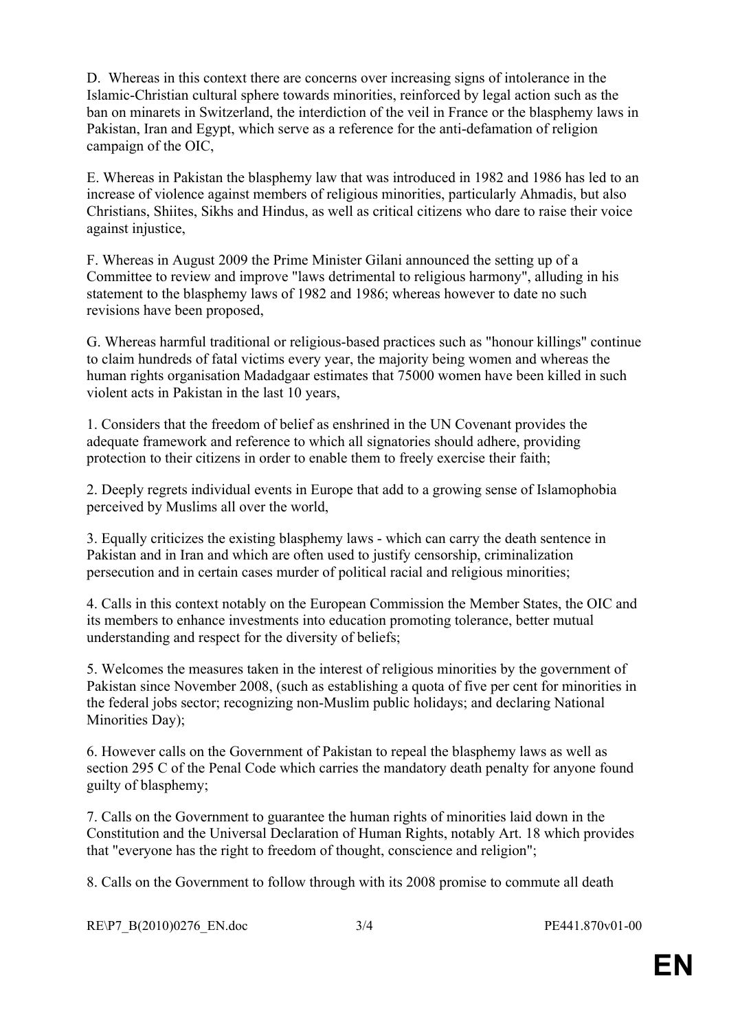D. Whereas in this context there are concerns over increasing signs of intolerance in the Islamic-Christian cultural sphere towards minorities, reinforced by legal action such as the ban on minarets in Switzerland, the interdiction of the veil in France or the blasphemy laws in Pakistan, Iran and Egypt, which serve as a reference for the anti-defamation of religion campaign of the OIC,

E. Whereas in Pakistan the blasphemy law that was introduced in 1982 and 1986 has led to an increase of violence against members of religious minorities, particularly Ahmadis, but also Christians, Shiites, Sikhs and Hindus, as well as critical citizens who dare to raise their voice against injustice,

F. Whereas in August 2009 the Prime Minister Gilani announced the setting up of a Committee to review and improve "laws detrimental to religious harmony", alluding in his statement to the blasphemy laws of 1982 and 1986; whereas however to date no such revisions have been proposed,

G. Whereas harmful traditional or religious-based practices such as "honour killings" continue to claim hundreds of fatal victims every year, the majority being women and whereas the human rights organisation Madadgaar estimates that 75000 women have been killed in such violent acts in Pakistan in the last 10 years,

1. Considers that the freedom of belief as enshrined in the UN Covenant provides the adequate framework and reference to which all signatories should adhere, providing protection to their citizens in order to enable them to freely exercise their faith;

2. Deeply regrets individual events in Europe that add to a growing sense of Islamophobia perceived by Muslims all over the world,

3. Equally criticizes the existing blasphemy laws - which can carry the death sentence in Pakistan and in Iran and which are often used to justify censorship, criminalization persecution and in certain cases murder of political racial and religious minorities;

4. Calls in this context notably on the European Commission the Member States, the OIC and its members to enhance investments into education promoting tolerance, better mutual understanding and respect for the diversity of beliefs;

5. Welcomes the measures taken in the interest of religious minorities by the government of Pakistan since November 2008, (such as establishing a quota of five per cent for minorities in the federal jobs sector; recognizing non-Muslim public holidays; and declaring National Minorities Day);

6. However calls on the Government of Pakistan to repeal the blasphemy laws as well as section 295 C of the Penal Code which carries the mandatory death penalty for anyone found guilty of blasphemy;

7. Calls on the Government to guarantee the human rights of minorities laid down in the Constitution and the Universal Declaration of Human Rights, notably Art. 18 which provides that "everyone has the right to freedom of thought, conscience and religion";

8. Calls on the Government to follow through with its 2008 promise to commute all death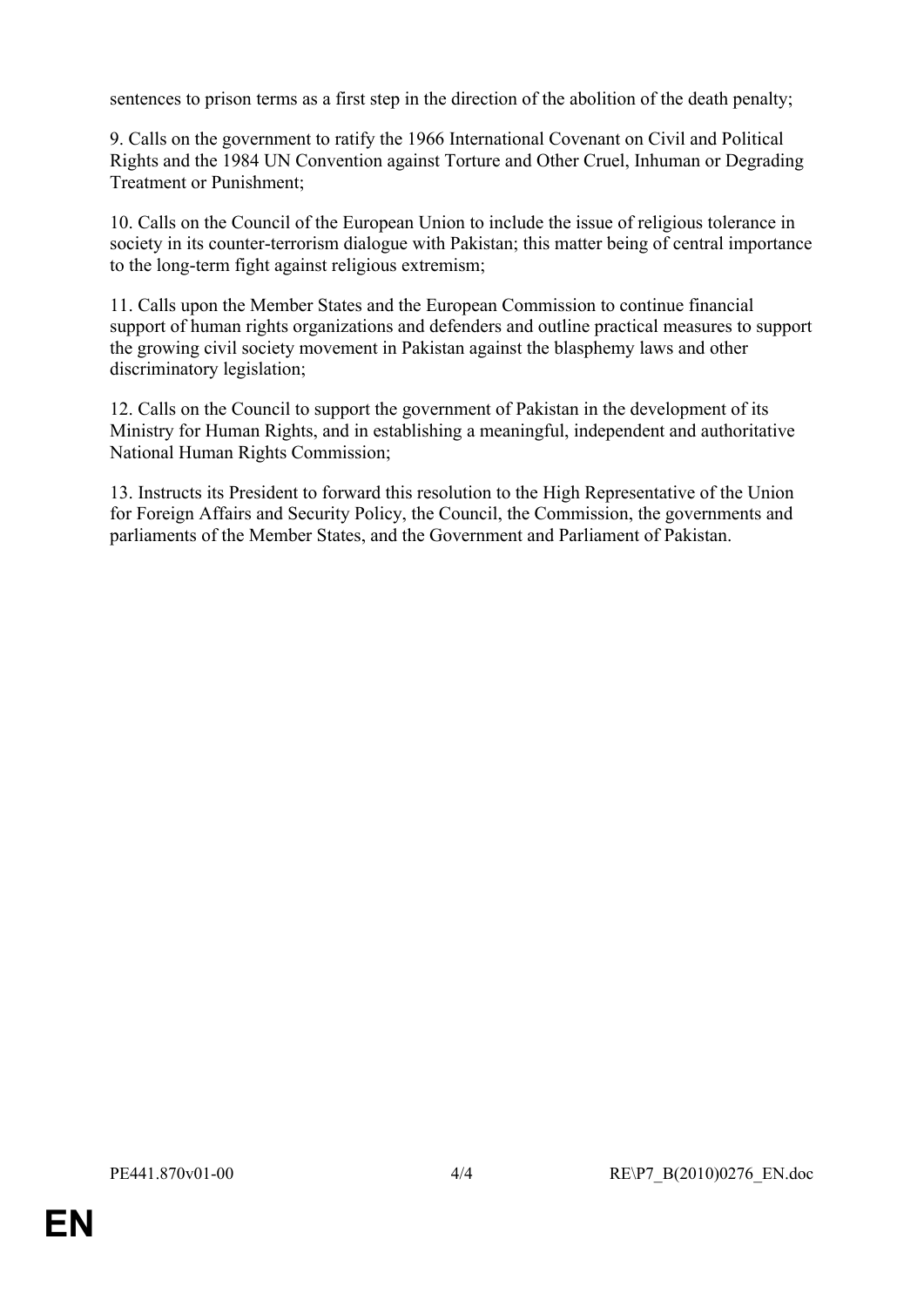sentences to prison terms as a first step in the direction of the abolition of the death penalty;

9. Calls on the government to ratify the 1966 International Covenant on Civil and Political Rights and the 1984 UN Convention against Torture and Other Cruel, Inhuman or Degrading Treatment or Punishment;

10. Calls on the Council of the European Union to include the issue of religious tolerance in society in its counter-terrorism dialogue with Pakistan; this matter being of central importance to the long-term fight against religious extremism;

11. Calls upon the Member States and the European Commission to continue financial support of human rights organizations and defenders and outline practical measures to support the growing civil society movement in Pakistan against the blasphemy laws and other discriminatory legislation;

12. Calls on the Council to support the government of Pakistan in the development of its Ministry for Human Rights, and in establishing a meaningful, independent and authoritative National Human Rights Commission;

13. Instructs its President to forward this resolution to the High Representative of the Union for Foreign Affairs and Security Policy, the Council, the Commission, the governments and parliaments of the Member States, and the Government and Parliament of Pakistan.